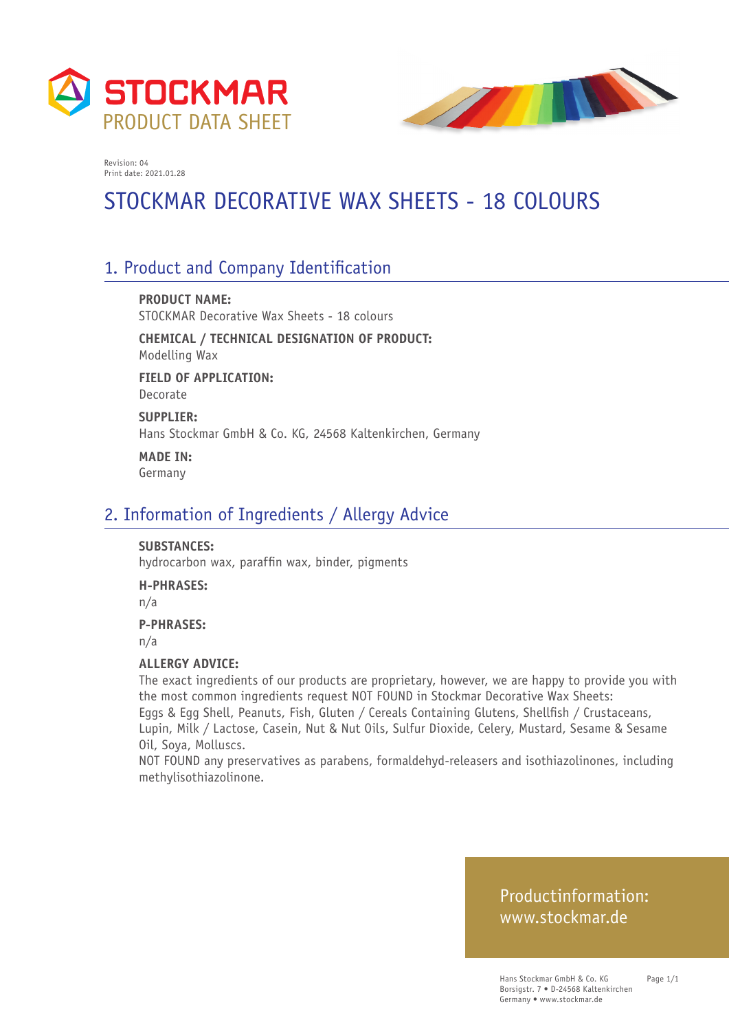# STOCKMAR PRODUCT DATA SHEET

Revision: 04
Print date: 2021.01.28

# STOCKMAR DECORATIVE WAX SHEETS - 18 COLOURS

## 1. Product and Company Identification

**PRODUCT NAME:**
STOCKMAR Decorative Wax Sheets - 18 colours

**CHEMICAL / TECHNICAL DESIGNATION OF PRODUCT:**
Modelling Wax

**FIELD OF APPLICATION:**
Decorate

**SUPPLIER:**
Hans Stockmar GmbH & Co. KG, 24568 Kaltenkirchen, Germany

**MADE IN:**
Germany

## 2. Information of Ingredients / Allergy Advice

**SUBSTANCES:**
hydrocarbon wax, paraffin wax, binder, pigments

**H-PHRASES:**
n/a

**P-PHRASES:**
n/a

**ALLERGY ADVICE:**
The exact ingredients of our products are proprietary, however, we are happy to provide you with the most common ingredients request NOT FOUND in Stockmar Decorative Wax Sheets:
Eggs & Egg Shell, Peanuts, Fish, Gluten / Cereals Containing Glutens, Shellfish / Crustaceans, Lupin, Milk / Lactose, Casein, Nut & Nut Oils, Sulfur Dioxide, Celery, Mustard, Sesame & Sesame Oil, Soya, Molluscs.
NOT FOUND any preservatives as parabens, formaldehyd-releasers and isothiazolinones, including methylisothiazolinone.

Productinformation:
www.stockmar.de

Hans Stockmar GmbH & Co. KG
Borsigstr. 7 • D-24568 Kaltenkirchen
Germany • www.stockmar.de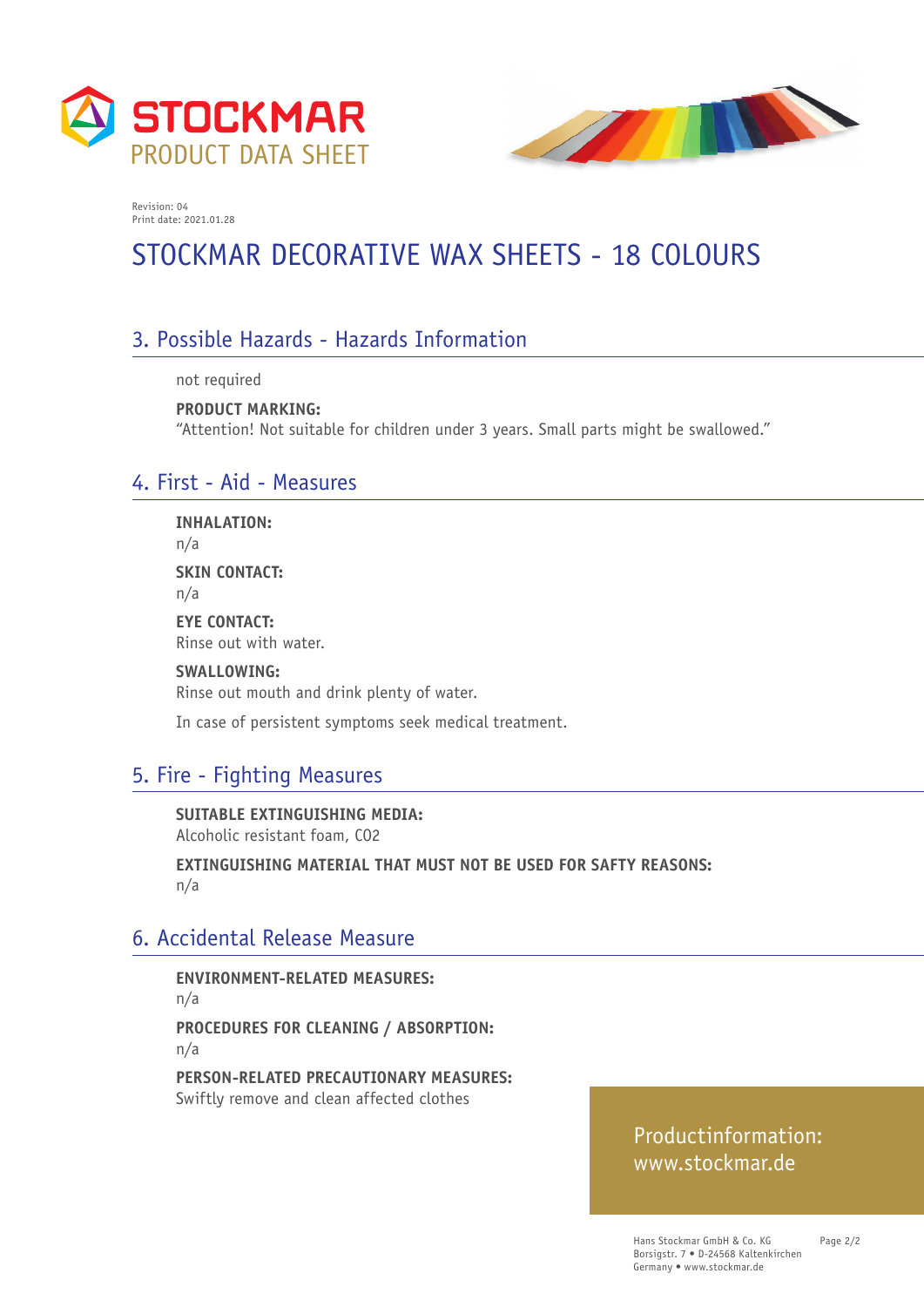STOCKMAR
PRODUCT DATA SHEET

Revision: 04
Print date: 2021.01.28

# STOCKMAR DECORATIVE WAX SHEETS - 18 COLOURS

## 3. Possible Hazards - Hazards Information

not required

**PRODUCT MARKING:**
"Attention! Not suitable for children under 3 years. Small parts might be swallowed."

## 4. First - Aid - Measures

**INHALATION:**
n/a

**SKIN CONTACT:**
n/a

**EYE CONTACT:**
Rinse out with water.

**SWALLOWING:**
Rinse out mouth and drink plenty of water.

In case of persistent symptoms seek medical treatment.

## 5. Fire - Fighting Measures

**SUITABLE EXTINGUISHING MEDIA:**
Alcoholic resistant foam, CO2

**EXTINGUISHING MATERIAL THAT MUST NOT BE USED FOR SAFTY REASONS:**
n/a

## 6. Accidental Release Measure

**ENVIRONMENT-RELATED MEASURES:**
n/a

**PROCEDURES FOR CLEANING / ABSORPTION:**
n/a

**PERSON-RELATED PRECAUTIONARY MEASURES:**
Swiftly remove and clean affected clothes

Productinformation:
www.stockmar.de

Hans Stockmar GmbH & Co. KG
Borsigstr. 7 • D-24568 Kaltenkirchen
Germany • www.stockmar.de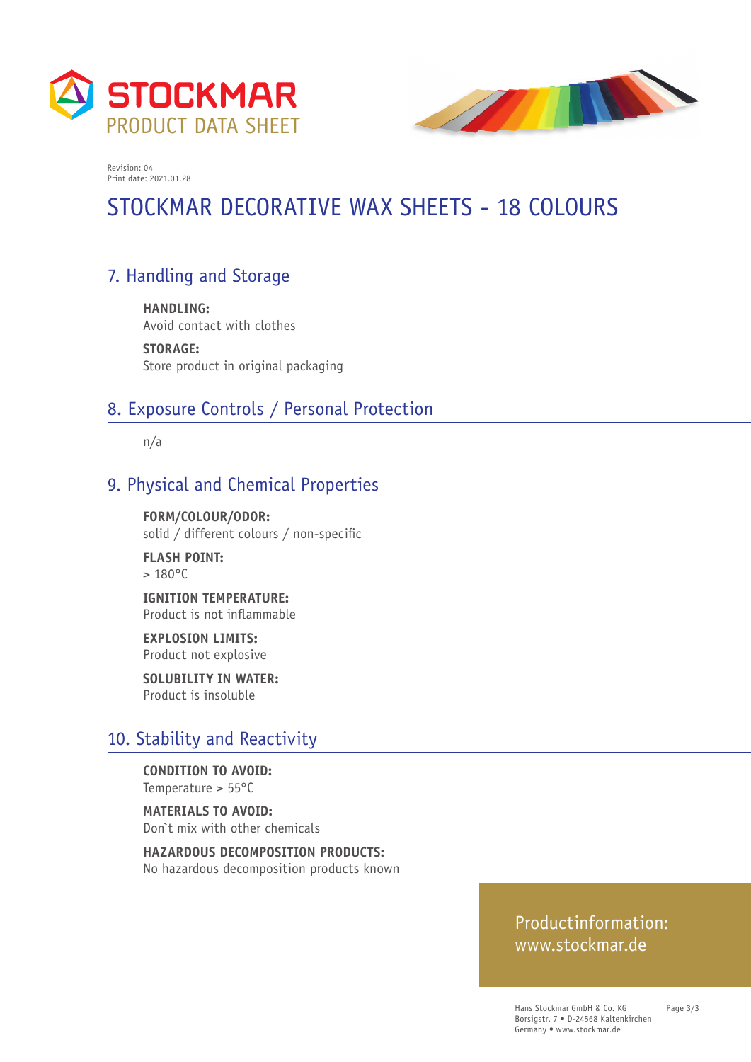Revision: 04
Print date: 2021.01.28

# STOCKMAR DECORATIVE WAX SHEETS - 18 COLOURS

## 7. Handling and Storage

**HANDLING:**
Avoid contact with clothes

**STORAGE:**
Store product in original packaging

## 8. Exposure Controls / Personal Protection

n/a

## 9. Physical and Chemical Properties

**FORM/COLOUR/ODOR:**
solid / different colours / non-specific

**FLASH POINT:**
> 180°C

**IGNITION TEMPERATURE:**
Product is not inflammable

**EXPLOSION LIMITS:**
Product not explosive

**SOLUBILITY IN WATER:**
Product is insoluble

## 10. Stability and Reactivity

**CONDITION TO AVOID:**
Temperature > 55°C

**MATERIALS TO AVOID:**
Don`t mix with other chemicals

**HAZARDOUS DECOMPOSITION PRODUCTS:**
No hazardous decomposition products known

Productinformation:
www.stockmar.de

Hans Stockmar GmbH & Co. KG
Borsigstr. 7 • D-24568 Kaltenkirchen
Germany • www.stockmar.de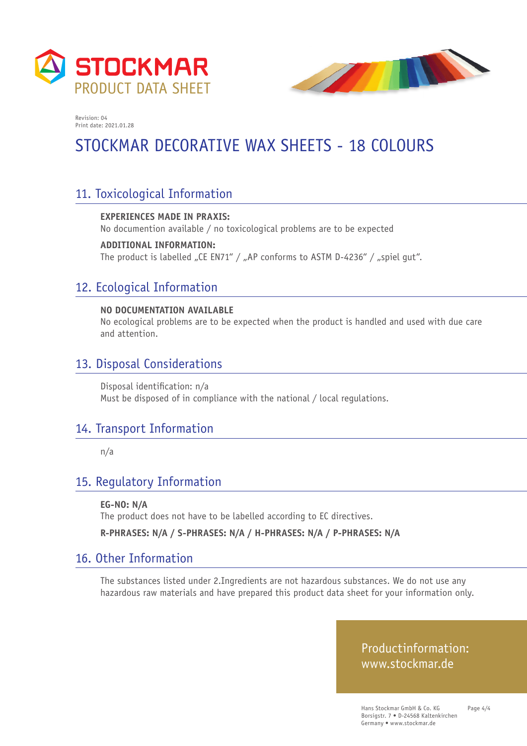STOCKMAR
PRODUCT DATA SHEET

Revision: 04
Print date: 2021.01.28

# STOCKMAR DECORATIVE WAX SHEETS - 18 COLOURS

## 11. Toxicological Information

**EXPERIENCES MADE IN PRAXIS:**
No documention available / no toxicological problems are to be expected

**ADDITIONAL INFORMATION:**
The product is labelled „CE EN71“ / „AP conforms to ASTM D-4236“ / „spiel gut“.

## 12. Ecological Information

**NO DOCUMENTATION AVAILABLE**
No ecological problems are to be expected when the product is handled and used with due care and attention.

## 13. Disposal Considerations

Disposal identification: n/a
Must be disposed of in compliance with the national / local regulations.

## 14. Transport Information

n/a

## 15. Regulatory Information

**EG-NO: N/A**
The product does not have to be labelled according to EC directives.

**R-PHRASES: N/A / S-PHRASES: N/A / H-PHRASES: N/A / P-PHRASES: N/A**

## 16. Other Information

The substances listed under 2.Ingredients are not hazardous substances. We do not use any hazardous raw materials and have prepared this product data sheet for your information only.

Productinformation:
www.stockmar.de

Hans Stockmar GmbH & Co. KG
Borsigstr. 7 • D-24568 Kaltenkirchen
Germany • www.stockmar.de